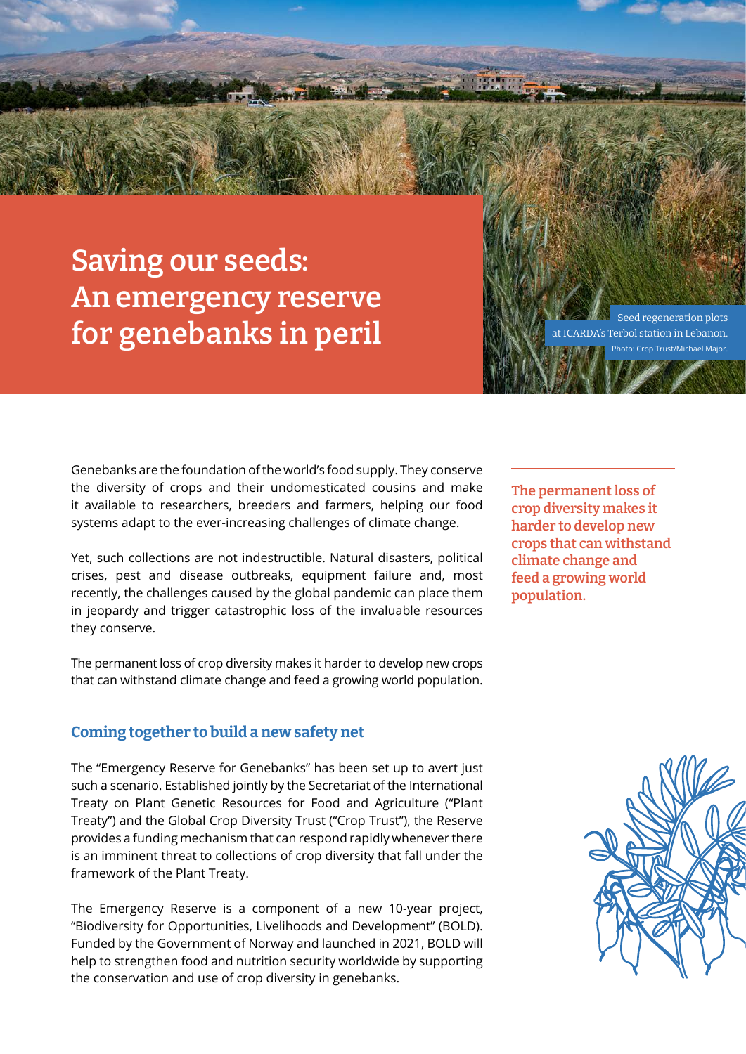# Saving our seeds: An emergency reserve for genebanks in peril

Seed regeneration plots at ICARDA's Terbol station in Lebanon.
Photo: Crop Trust/Michael Major.

Genebanks are the foundation of the world's food supply. They conserve the diversity of crops and their undomesticated cousins and make it available to researchers, breeders and farmers, helping our food systems adapt to the ever-increasing challenges of climate change.

Yet, such collections are not indestructible. Natural disasters, political crises, pest and disease outbreaks, equipment failure and, most recently, the challenges caused by the global pandemic can place them in jeopardy and trigger catastrophic loss of the invaluable resources they conserve.

The permanent loss of crop diversity makes it harder to develop new crops that can withstand climate change and feed a growing world population.

**The permanent loss of crop diversity makes it harder to develop new crops that can withstand climate change and feed a growing world population.**

## Coming together to build a new safety net

The "Emergency Reserve for Genebanks" has been set up to avert just such a scenario. Established jointly by the Secretariat of the International Treaty on Plant Genetic Resources for Food and Agriculture ("Plant Treaty") and the Global Crop Diversity Trust ("Crop Trust"), the Reserve provides a funding mechanism that can respond rapidly whenever there is an imminent threat to collections of crop diversity that fall under the framework of the Plant Treaty.

The Emergency Reserve is a component of a new 10-year project, "Biodiversity for Opportunities, Livelihoods and Development" (BOLD). Funded by the Government of Norway and launched in 2021, BOLD will help to strengthen food and nutrition security worldwide by supporting the conservation and use of crop diversity in genebanks.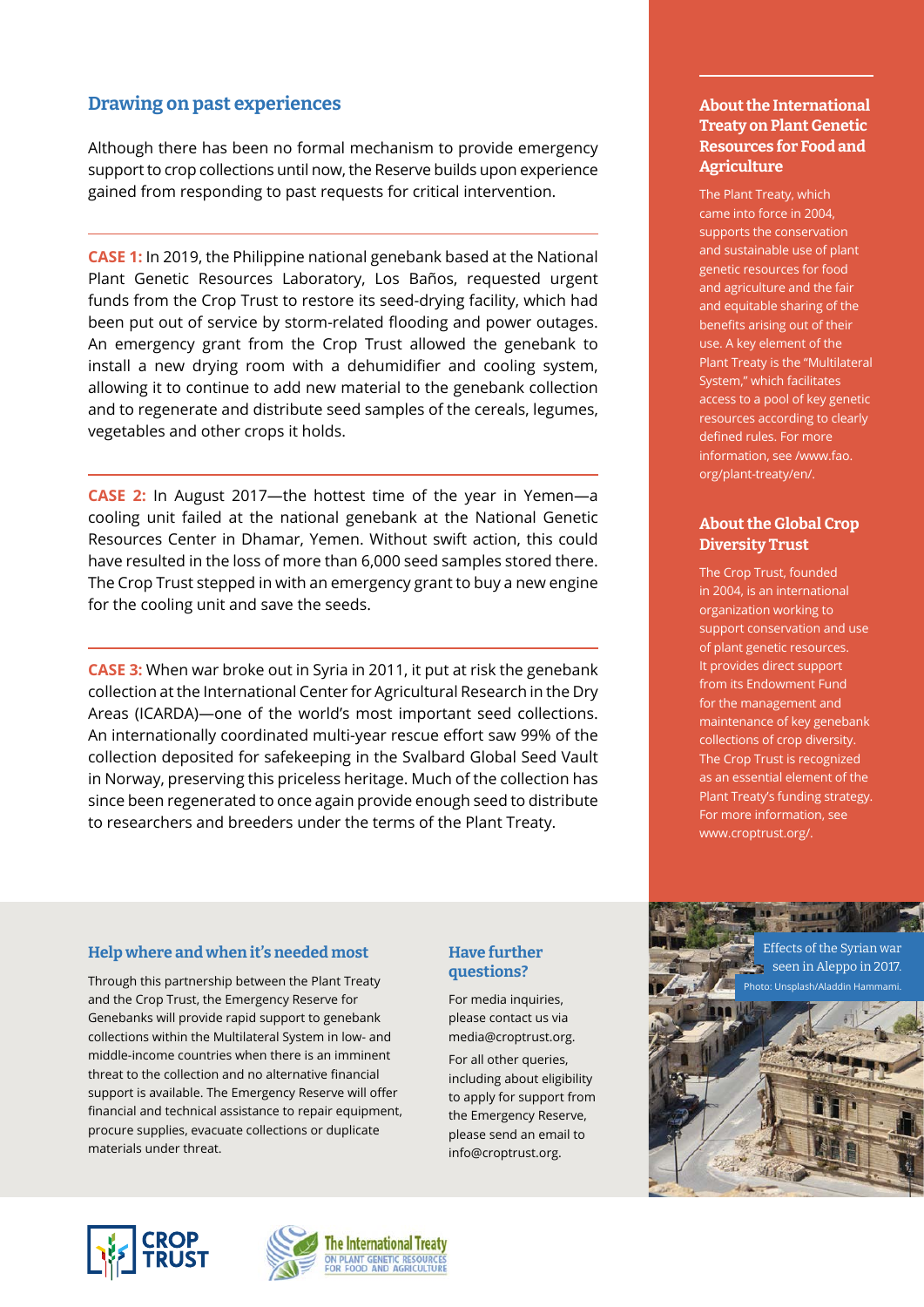## Drawing on past experiences

Although there has been no formal mechanism to provide emergency support to crop collections until now, the Reserve builds upon experience gained from responding to past requests for critical intervention.

**CASE 1:** In 2019, the Philippine national genebank based at the National Plant Genetic Resources Laboratory, Los Baños, requested urgent funds from the Crop Trust to restore its seed-drying facility, which had been put out of service by storm-related flooding and power outages. An emergency grant from the Crop Trust allowed the genebank to install a new drying room with a dehumidifier and cooling system, allowing it to continue to add new material to the genebank collection and to regenerate and distribute seed samples of the cereals, legumes, vegetables and other crops it holds.

**CASE 2:** In August 2017—the hottest time of the year in Yemen—a cooling unit failed at the national genebank at the National Genetic Resources Center in Dhamar, Yemen. Without swift action, this could have resulted in the loss of more than 6,000 seed samples stored there. The Crop Trust stepped in with an emergency grant to buy a new engine for the cooling unit and save the seeds.

**CASE 3:** When war broke out in Syria in 2011, it put at risk the genebank collection at the International Center for Agricultural Research in the Dry Areas (ICARDA)—one of the world's most important seed collections. An internationally coordinated multi-year rescue effort saw 99% of the collection deposited for safekeeping in the Svalbard Global Seed Vault in Norway, preserving this priceless heritage. Much of the collection has since been regenerated to once again provide enough seed to distribute to researchers and breeders under the terms of the Plant Treaty.

## About the International Treaty on Plant Genetic Resources for Food and Agriculture

The Plant Treaty, which came into force in 2004, supports the conservation and sustainable use of plant genetic resources for food and agriculture and the fair and equitable sharing of the benefits arising out of their use. A key element of the Plant Treaty is the "Multilateral System," which facilitates access to a pool of key genetic resources according to clearly defined rules. For more information, see /www.fao.org/plant-treaty/en/.

## About the Global Crop Diversity Trust

The Crop Trust, founded in 2004, is an international organization working to support conservation and use of plant genetic resources. It provides direct support from its Endowment Fund for the management and maintenance of key genebank collections of crop diversity. The Crop Trust is recognized as an essential element of the Plant Treaty's funding strategy. For more information, see www.croptrust.org/.

## Help where and when it's needed most

Through this partnership between the Plant Treaty and the Crop Trust, the Emergency Reserve for Genebanks will provide rapid support to genebank collections within the Multilateral System in low- and middle-income countries when there is an imminent threat to the collection and no alternative financial support is available. The Emergency Reserve will offer financial and technical assistance to repair equipment, procure supplies, evacuate collections or duplicate materials under threat.

## Have further questions?

For media inquiries, please contact us via media@croptrust.org.

For all other queries, including about eligibility to apply for support from the Emergency Reserve, please send an email to info@croptrust.org.

Effects of the Syrian war seen in Aleppo in 2017.
Photo: Unsplash/Aladdin Hammami.

CROP TRUST

The International Treaty ON PLANT GENETIC RESOURCES FOR FOOD AND AGRICULTURE